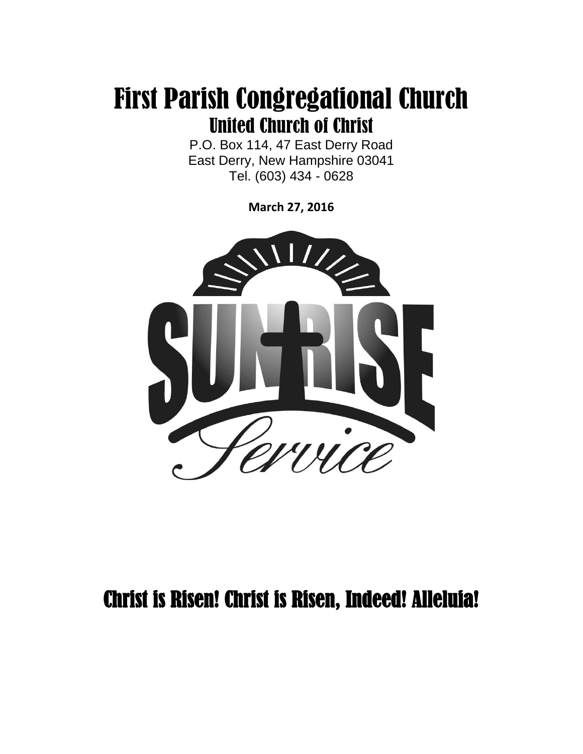# First Parish Congregational Church

## United Church of Christ

P.O. Box 114, 47 East Derry Road
East Derry, New Hampshire 03041
Tel. (603) 434 - 0628

**March 27, 2016**

SUNRISE Service

## Christ is Risen! Christ is Risen, Indeed! Alleluia!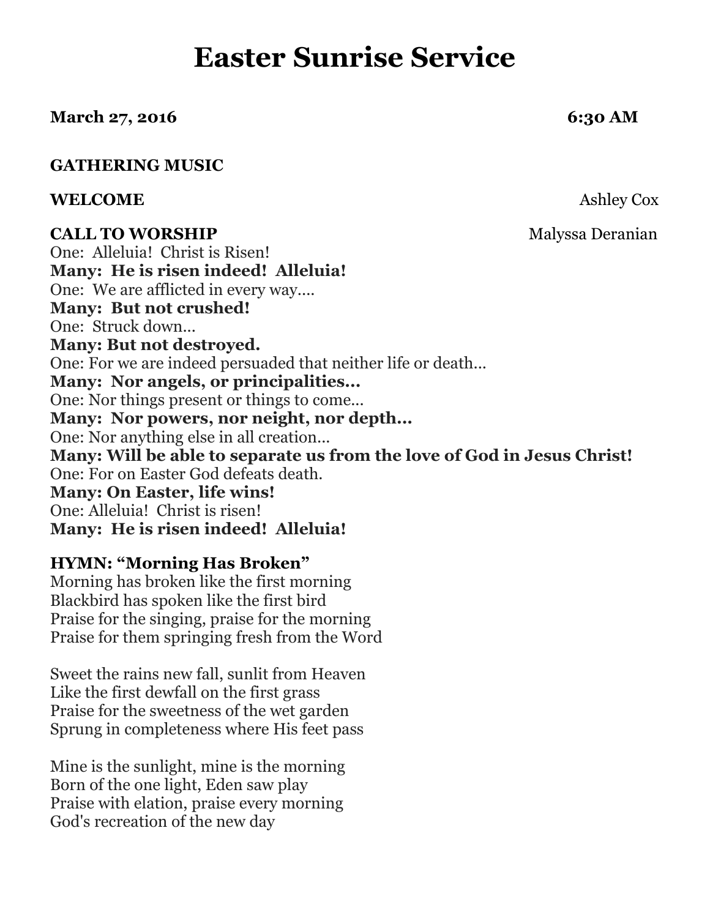# Easter Sunrise Service

**March 27, 2016** **6:30 AM**

**GATHERING MUSIC**

**WELCOME** Ashley Cox

**CALL TO WORSHIP** Malyssa Deranian

One: Alleluia! Christ is Risen!
**Many: He is risen indeed! Alleluia!**
One: We are afflicted in every way....
**Many: But not crushed!**
One: Struck down...
**Many: But not destroyed.**
One: For we are indeed persuaded that neither life or death...
**Many: Nor angels, or principalities...**
One: Nor things present or things to come...
**Many: Nor powers, nor neight, nor depth...**
One: Nor anything else in all creation...
**Many: Will be able to separate us from the love of God in Jesus Christ!**
One: For on Easter God defeats death.
**Many: On Easter, life wins!**
One: Alleluia! Christ is risen!
**Many: He is risen indeed! Alleluia!**

**HYMN: "Morning Has Broken"**

Morning has broken like the first morning
Blackbird has spoken like the first bird
Praise for the singing, praise for the morning
Praise for them springing fresh from the Word

Sweet the rains new fall, sunlit from Heaven
Like the first dewfall on the first grass
Praise for the sweetness of the wet garden
Sprung in completeness where His feet pass

Mine is the sunlight, mine is the morning
Born of the one light, Eden saw play
Praise with elation, praise every morning
God's recreation of the new day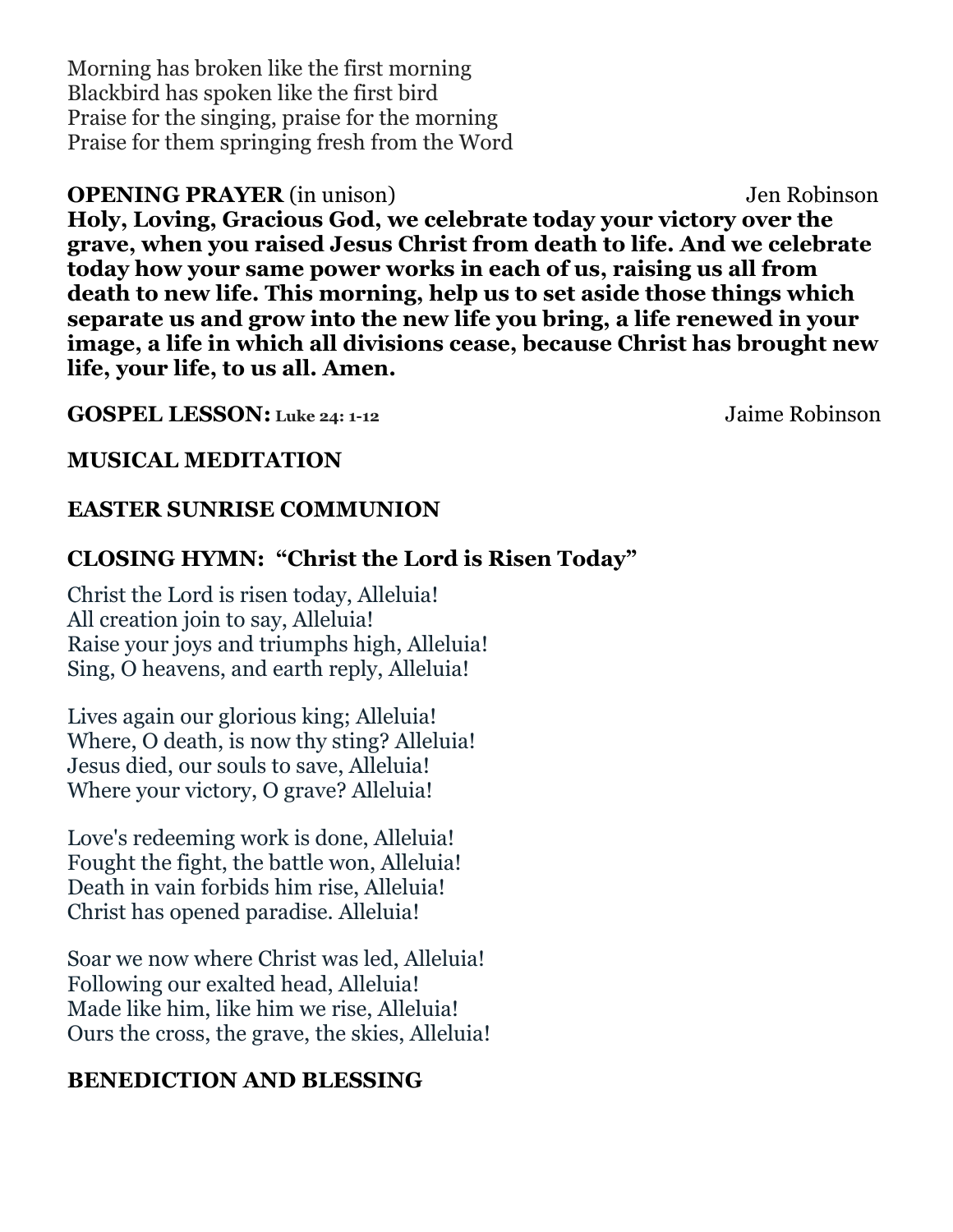Morning has broken like the first morning
Blackbird has spoken like the first bird
Praise for the singing, praise for the morning
Praise for them springing fresh from the Word

**OPENING PRAYER** (in unison) Jen Robinson

**Holy, Loving, Gracious God, we celebrate today your victory over the grave, when you raised Jesus Christ from death to life. And we celebrate today how your same power works in each of us, raising us all from death to new life. This morning, help us to set aside those things which separate us and grow into the new life you bring, a life renewed in your image, a life in which all divisions cease, because Christ has brought new life, your life, to us all. Amen.**

**GOSPEL LESSON: Luke 24: 1-12** Jaime Robinson

**MUSICAL MEDITATION**

**EASTER SUNRISE COMMUNION**

**CLOSING HYMN: "Christ the Lord is Risen Today"**

Christ the Lord is risen today, Alleluia!
All creation join to say, Alleluia!
Raise your joys and triumphs high, Alleluia!
Sing, O heavens, and earth reply, Alleluia!

Lives again our glorious king; Alleluia!
Where, O death, is now thy sting? Alleluia!
Jesus died, our souls to save, Alleluia!
Where your victory, O grave? Alleluia!

Love's redeeming work is done, Alleluia!
Fought the fight, the battle won, Alleluia!
Death in vain forbids him rise, Alleluia!
Christ has opened paradise. Alleluia!

Soar we now where Christ was led, Alleluia!
Following our exalted head, Alleluia!
Made like him, like him we rise, Alleluia!
Ours the cross, the grave, the skies, Alleluia!

**BENEDICTION AND BLESSING**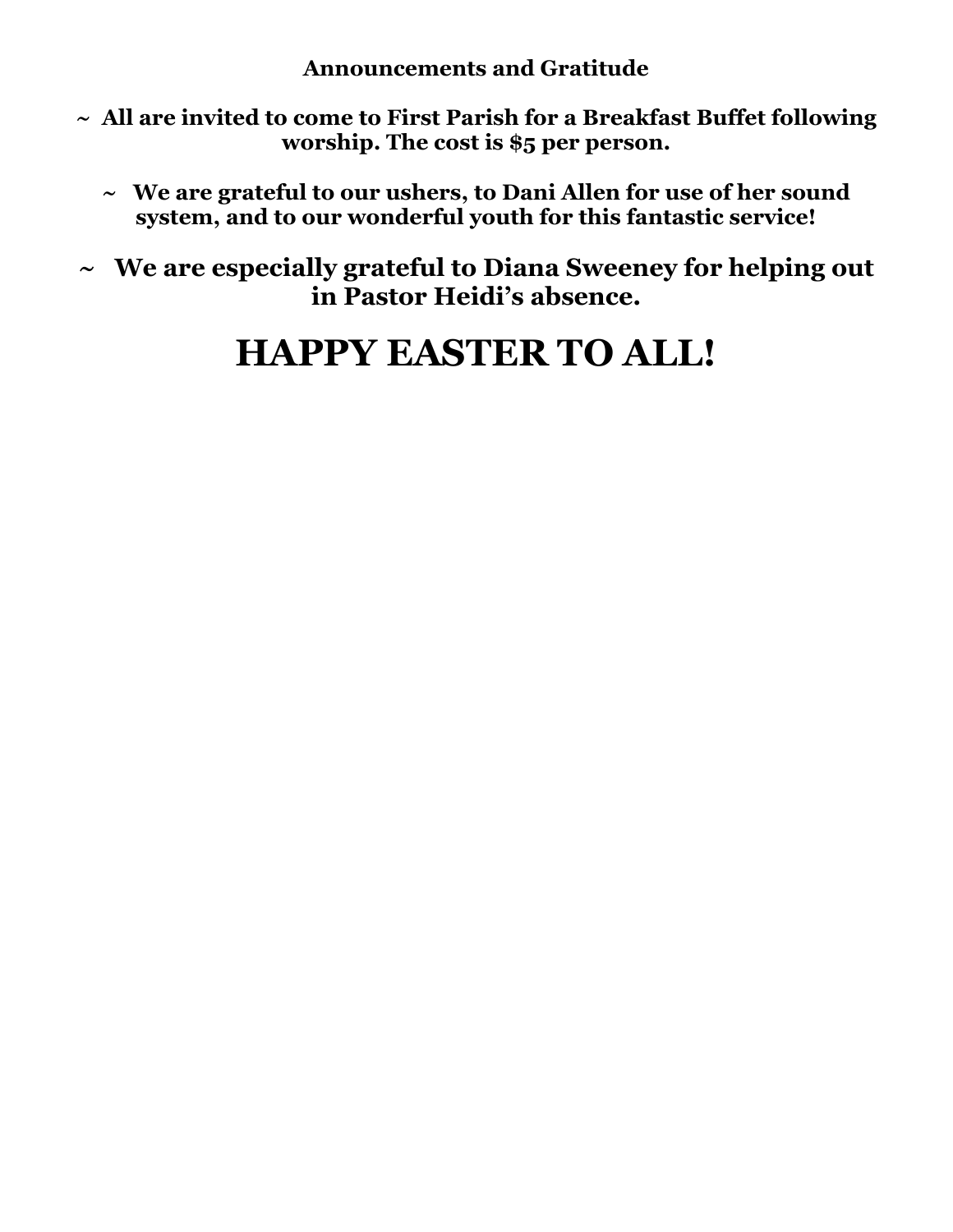**Announcements and Gratitude**

**~ All are invited to come to First Parish for a Breakfast Buffet following worship. The cost is $5 per person.**

**~ We are grateful to our ushers, to Dani Allen for use of her sound system, and to our wonderful youth for this fantastic service!**

**~ We are especially grateful to Diana Sweeney for helping out in Pastor Heidi's absence.**

# HAPPY EASTER TO ALL!